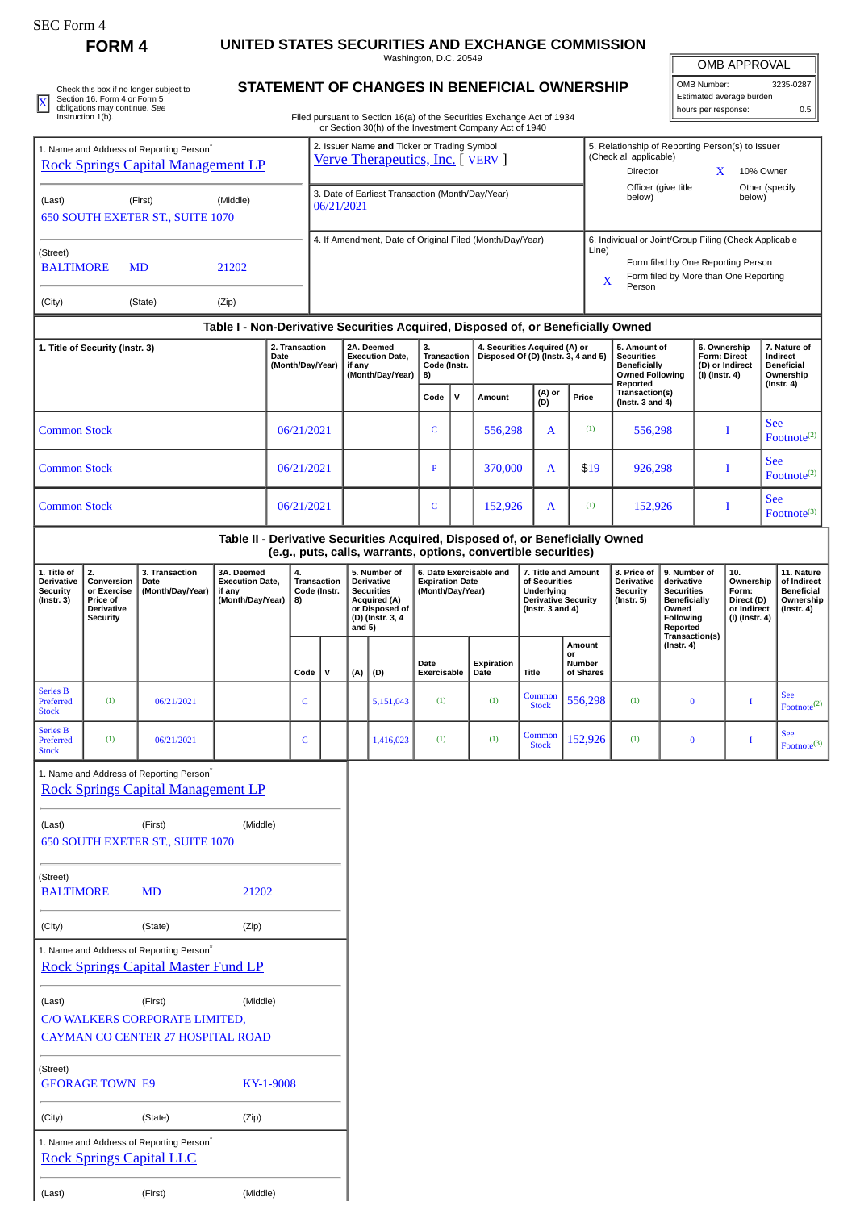SEC Form 4

# FORM 4

## UNITED STATES SECURITIES AND EXCHANGE COMMISSION

Washington, D.C. 20549

| OMB APPROVAL | |
|---|---|
| OMB Number: | 3235-0287 |
| Estimated average burden | |
| hours per response: | 0.5 |

[X] Check this box if no longer subject to Section 16. Form 4 or Form 5 obligations may continue. *See* Instruction 1(b).

## STATEMENT OF CHANGES IN BENEFICIAL OWNERSHIP

Filed pursuant to Section 16(a) of the Securities Exchange Act of 1934 or Section 30(h) of the Investment Company Act of 1940

1. Name and Address of Reporting Person*
Rock Springs Capital Management LP

(Last) (First) (Middle)
650 SOUTH EXETER ST., SUITE 1070

(Street)
BALTIMORE MD 21202

(City) (State) (Zip)

2. Issuer Name **and** Ticker or Trading Symbol
Verve Therapeutics, Inc. [ VERV ]

3. Date of Earliest Transaction (Month/Day/Year)
06/21/2021

4. If Amendment, Date of Original Filed (Month/Day/Year)

5. Relationship of Reporting Person(s) to Issuer (Check all applicable)
Director
X 10% Owner
Officer (give title below)
Other (specify below)

6. Individual or Joint/Group Filing (Check Applicable Line)
Form filed by One Reporting Person
X Form filed by More than One Reporting Person

### Table I - Non-Derivative Securities Acquired, Disposed of, or Beneficially Owned

| 1. Title of Security (Instr. 3) | 2. Transaction Date (Month/Day/Year) | 2A. Deemed Execution Date, if any (Month/Day/Year) | 3. Transaction Code (Instr. 8) | | 4. Securities Acquired (A) or Disposed Of (D) (Instr. 3, 4 and 5) | | | 5. Amount of Securities Beneficially Owned Following Reported Transaction(s) (Instr. 3 and 4) | 6. Ownership Form: Direct (D) or Indirect (I) (Instr. 4) | 7. Nature of Indirect Beneficial Ownership (Instr. 4) |
|---|---|---|---|---|---|---|---|---|---|---|
| | | | Code | V | Amount | (A) or (D) | Price | | | |
| Common Stock | 06/21/2021 | | C | | 556,298 | A | (1) | 556,298 | I | See Footnote(2) |
| Common Stock | 06/21/2021 | | P | | 370,000 | A | $19 | 926,298 | I | See Footnote(2) |
| Common Stock | 06/21/2021 | | C | | 152,926 | A | (1) | 152,926 | I | See Footnote(3) |

### Table II - Derivative Securities Acquired, Disposed of, or Beneficially Owned (e.g., puts, calls, warrants, options, convertible securities)

| 1. Title of Derivative Security (Instr. 3) | 2. Conversion or Exercise Price of Derivative Security | 3. Transaction Date (Month/Day/Year) | 3A. Deemed Execution Date, if any (Month/Day/Year) | 4. Transaction Code (Instr. 8) | | 5. Number of Derivative Securities Acquired (A) or Disposed of (D) (Instr. 3, 4 and 5) | | 6. Date Exercisable and Expiration Date (Month/Day/Year) | | 7. Title and Amount of Securities Underlying Derivative Security (Instr. 3 and 4) | | 8. Price of Derivative Security (Instr. 5) | 9. Number of derivative Securities Beneficially Owned Following Reported Transaction(s) (Instr. 4) | 10. Ownership Form: Direct (D) or Indirect (I) (Instr. 4) | 11. Nature of Indirect Beneficial Ownership (Instr. 4) |
|---|---|---|---|---|---|---|---|---|---|---|---|---|---|---|---|
| | | | | Code | V | (A) | (D) | Date Exercisable | Expiration Date | Title | Amount or Number of Shares | | | | |
| Series B Preferred Stock | (1) | 06/21/2021 | | C | | | 5,151,043 | (1) | (1) | Common Stock | 556,298 | (1) | 0 | I | See Footnote(2) |
| Series B Preferred Stock | (1) | 06/21/2021 | | C | | | 1,416,023 | (1) | (1) | Common Stock | 152,926 | (1) | 0 | I | See Footnote(3) |

1. Name and Address of Reporting Person*
Rock Springs Capital Management LP

(Last) (First) (Middle)
650 SOUTH EXETER ST., SUITE 1070

(Street)
BALTIMORE MD 21202

(City) (State) (Zip)

1. Name and Address of Reporting Person*
Rock Springs Capital Master Fund LP

(Last) (First) (Middle)
C/O WALKERS CORPORATE LIMITED,
CAYMAN CO CENTER 27 HOSPITAL ROAD

(Street)
GEORAGE TOWN E9 KY-1-9008

(City) (State) (Zip)

1. Name and Address of Reporting Person*
Rock Springs Capital LLC

(Last) (First) (Middle)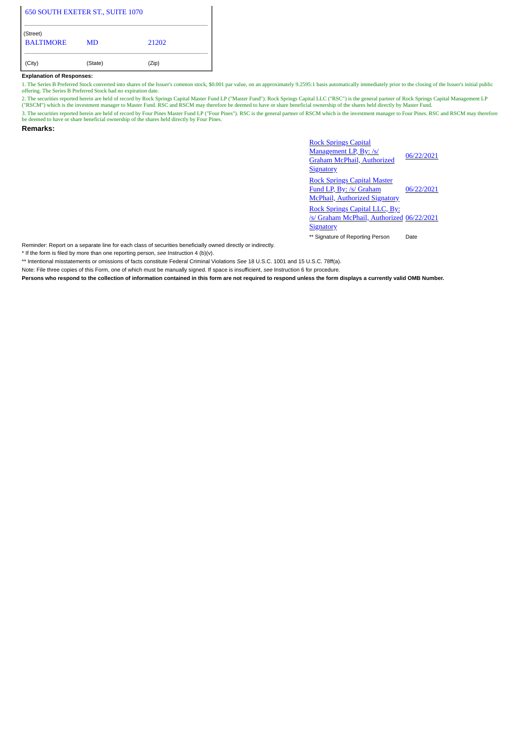| |
|---|
| 650 SOUTH EXETER ST., SUITE 1070 |
| (Street) |
| BALTIMORE MD 21202 |
| (City) (State) (Zip) |

**Explanation of Responses:**

1. The Series B Preferred Stock converted into shares of the Issuer's common stock, $0.001 par value, on an approximately 9.2595:1 basis automatically immediately prior to the closing of the Issuer's initial public offering. The Series B Preferred Stock had no expiration date.

2. The securities reported herein are held of record by Rock Springs Capital Master Fund LP ("Master Fund"). Rock Springs Capital LLC ("RSC") is the general partner of Rock Springs Capital Management LP ("RSCM") which is the investment manager to Master Fund. RSC and RSCM may therefore be deemed to have or share beneficial ownership of the shares held directly by Master Fund.

3. The securities reported herein are held of record by Four Pines Master Fund LP ("Four Pines"). RSC is the general partner of RSCM which is the investment manager to Four Pines. RSC and RSCM may therefore be deemed to have or share beneficial ownership of the shares held directly by Four Pines.

**Remarks:**

| | |
|---|---|
| Rock Springs Capital Management LP, By: /s/ Graham McPhail, Authorized Signatory | 06/22/2021 |
| Rock Springs Capital Master Fund LP, By: /s/ Graham McPhail, Authorized Signatory | 06/22/2021 |
| Rock Springs Capital LLC, By: /s/ Graham McPhail, Authorized Signatory | 06/22/2021 |
| ** Signature of Reporting Person | Date |

Reminder: Report on a separate line for each class of securities beneficially owned directly or indirectly.

* If the form is filed by more than one reporting person, *see* Instruction 4 (b)(v).

** Intentional misstatements or omissions of facts constitute Federal Criminal Violations *See* 18 U.S.C. 1001 and 15 U.S.C. 78ff(a).

Note: File three copies of this Form, one of which must be manually signed. If space is insufficient, *see* Instruction 6 for procedure.

**Persons who respond to the collection of information contained in this form are not required to respond unless the form displays a currently valid OMB Number.**